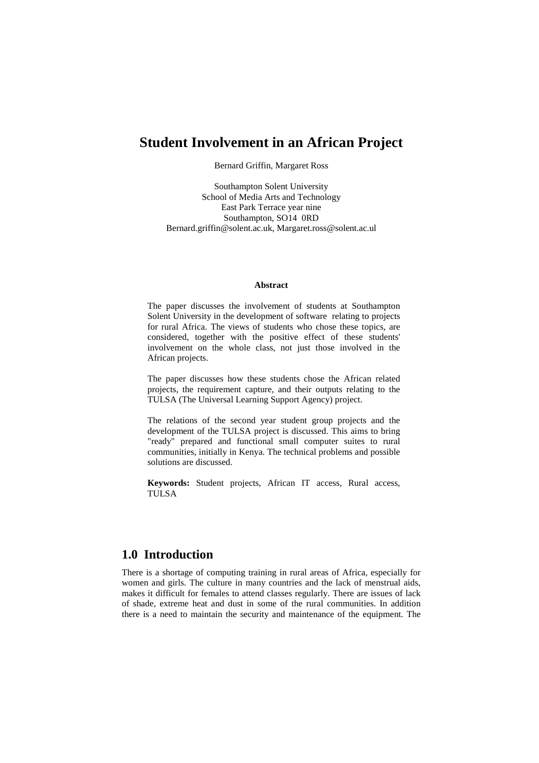# Student Involvement in an African Project

Bernard Griffin, Margaret Ross

Southampton Solent University
School of Media Arts and Technology
East Park Terrace year nine
Southampton, SO14 0RD
Bernard.griffin@solent.ac.uk, Margaret.ross@solent.ac.ul

**Abstract**

The paper discusses the involvement of students at Southampton Solent University in the development of software relating to projects for rural Africa. The views of students who chose these topics, are considered, together with the positive effect of these students' involvement on the whole class, not just those involved in the African projects.

The paper discusses how these students chose the African related projects, the requirement capture, and their outputs relating to the TULSA (The Universal Learning Support Agency) project.

The relations of the second year student group projects and the development of the TULSA project is discussed. This aims to bring "ready" prepared and functional small computer suites to rural communities, initially in Kenya. The technical problems and possible solutions are discussed.

**Keywords:** Student projects, African IT access, Rural access, TULSA

## 1.0 Introduction

There is a shortage of computing training in rural areas of Africa, especially for women and girls. The culture in many countries and the lack of menstrual aids, makes it difficult for females to attend classes regularly. There are issues of lack of shade, extreme heat and dust in some of the rural communities. In addition there is a need to maintain the security and maintenance of the equipment. The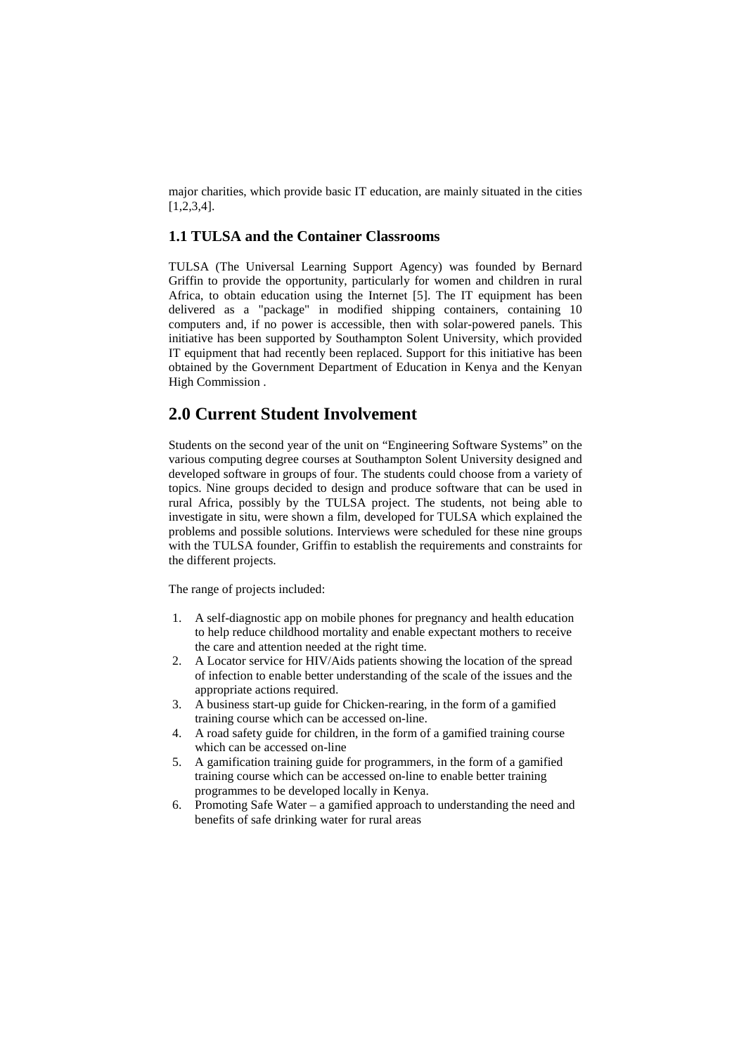major charities, which provide basic IT education, are mainly situated in the cities [1,2,3,4].

### 1.1 TULSA and the Container Classrooms

TULSA (The Universal Learning Support Agency) was founded by Bernard Griffin to provide the opportunity, particularly for women and children in rural Africa, to obtain education using the Internet [5]. The IT equipment has been delivered as a "package" in modified shipping containers, containing 10 computers and, if no power is accessible, then with solar-powered panels. This initiative has been supported by Southampton Solent University, which provided IT equipment that had recently been replaced. Support for this initiative has been obtained by the Government Department of Education in Kenya and the Kenyan High Commission .

## 2.0 Current Student Involvement

Students on the second year of the unit on "Engineering Software Systems" on the various computing degree courses at Southampton Solent University designed and developed software in groups of four. The students could choose from a variety of topics. Nine groups decided to design and produce software that can be used in rural Africa, possibly by the TULSA project. The students, not being able to investigate in situ, were shown a film, developed for TULSA which explained the problems and possible solutions. Interviews were scheduled for these nine groups with the TULSA founder, Griffin to establish the requirements and constraints for the different projects.

The range of projects included:

1. A self-diagnostic app on mobile phones for pregnancy and health education to help reduce childhood mortality and enable expectant mothers to receive the care and attention needed at the right time.
2. A Locator service for HIV/Aids patients showing the location of the spread of infection to enable better understanding of the scale of the issues and the appropriate actions required.
3. A business start-up guide for Chicken-rearing, in the form of a gamified training course which can be accessed on-line.
4. A road safety guide for children, in the form of a gamified training course which can be accessed on-line
5. A gamification training guide for programmers, in the form of a gamified training course which can be accessed on-line to enable better training programmes to be developed locally in Kenya.
6. Promoting Safe Water – a gamified approach to understanding the need and benefits of safe drinking water for rural areas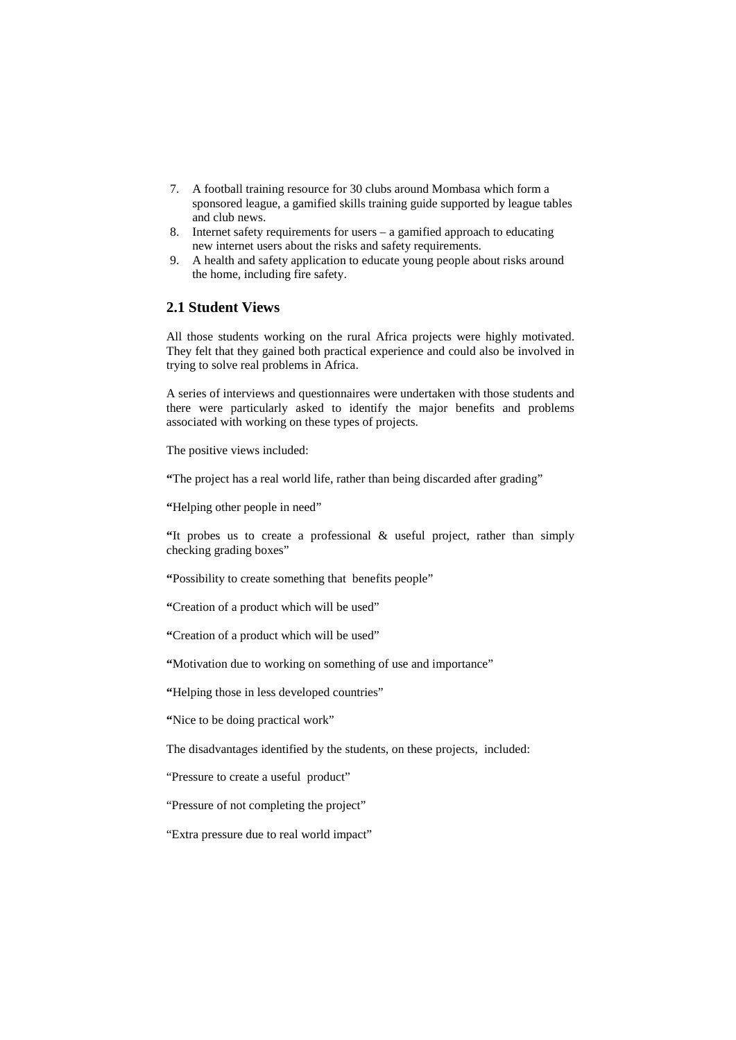7. A football training resource for 30 clubs around Mombasa which form a sponsored league, a gamified skills training guide supported by league tables and club news.
8. Internet safety requirements for users – a gamified approach to educating new internet users about the risks and safety requirements.
9. A health and safety application to educate young people about risks around the home, including fire safety.

## 2.1 Student Views

All those students working on the rural Africa projects were highly motivated. They felt that they gained both practical experience and could also be involved in trying to solve real problems in Africa.

A series of interviews and questionnaires were undertaken with those students and there were particularly asked to identify the major benefits and problems associated with working on these types of projects.

The positive views included:

"The project has a real world life, rather than being discarded after grading"

"Helping other people in need"

"It probes us to create a professional & useful project, rather than simply checking grading boxes"

"Possibility to create something that benefits people"

"Creation of a product which will be used"

"Creation of a product which will be used"

"Motivation due to working on something of use and importance"

"Helping those in less developed countries"

"Nice to be doing practical work"

The disadvantages identified by the students, on these projects, included:

"Pressure to create a useful product"

"Pressure of not completing the project"

"Extra pressure due to real world impact"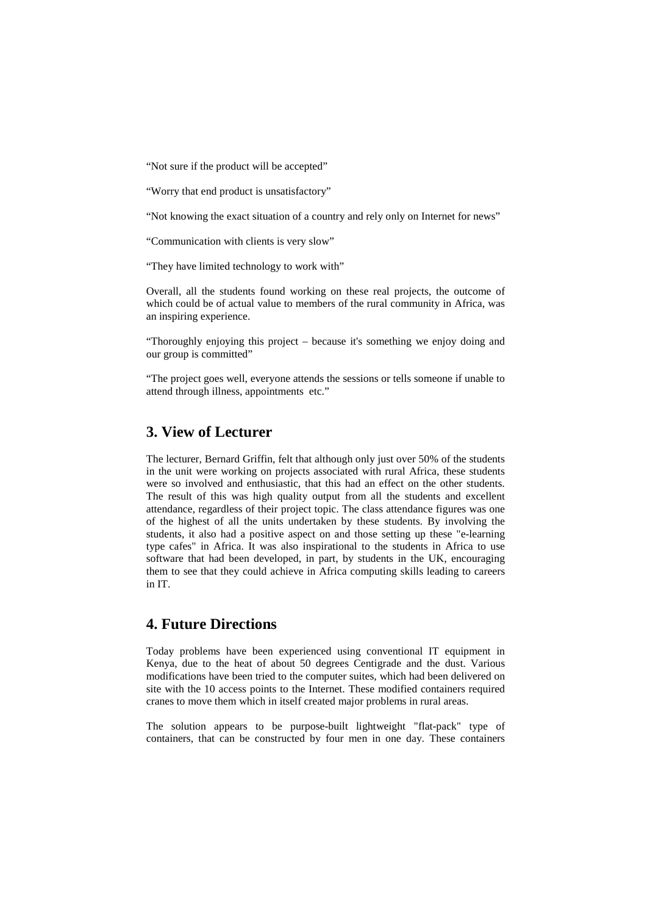"Not sure if the product will be accepted"

"Worry that end product is unsatisfactory"

"Not knowing the exact situation of a country and rely only on Internet for news"

"Communication with clients is very slow"

"They have limited technology to work with"

Overall, all the students found working on these real projects, the outcome of which could be of actual value to members of the rural community in Africa, was an inspiring experience.

"Thoroughly enjoying this project – because it's something we enjoy doing and our group is committed"

"The project goes well, everyone attends the sessions or tells someone if unable to attend through illness, appointments etc."

## 3. View of Lecturer

The lecturer, Bernard Griffin, felt that although only just over 50% of the students in the unit were working on projects associated with rural Africa, these students were so involved and enthusiastic, that this had an effect on the other students. The result of this was high quality output from all the students and excellent attendance, regardless of their project topic. The class attendance figures was one of the highest of all the units undertaken by these students. By involving the students, it also had a positive aspect on and those setting up these "e-learning type cafes" in Africa. It was also inspirational to the students in Africa to use software that had been developed, in part, by students in the UK, encouraging them to see that they could achieve in Africa computing skills leading to careers in IT.

## 4. Future Directions

Today problems have been experienced using conventional IT equipment in Kenya, due to the heat of about 50 degrees Centigrade and the dust. Various modifications have been tried to the computer suites, which had been delivered on site with the 10 access points to the Internet. These modified containers required cranes to move them which in itself created major problems in rural areas.

The solution appears to be purpose-built lightweight "flat-pack" type of containers, that can be constructed by four men in one day. These containers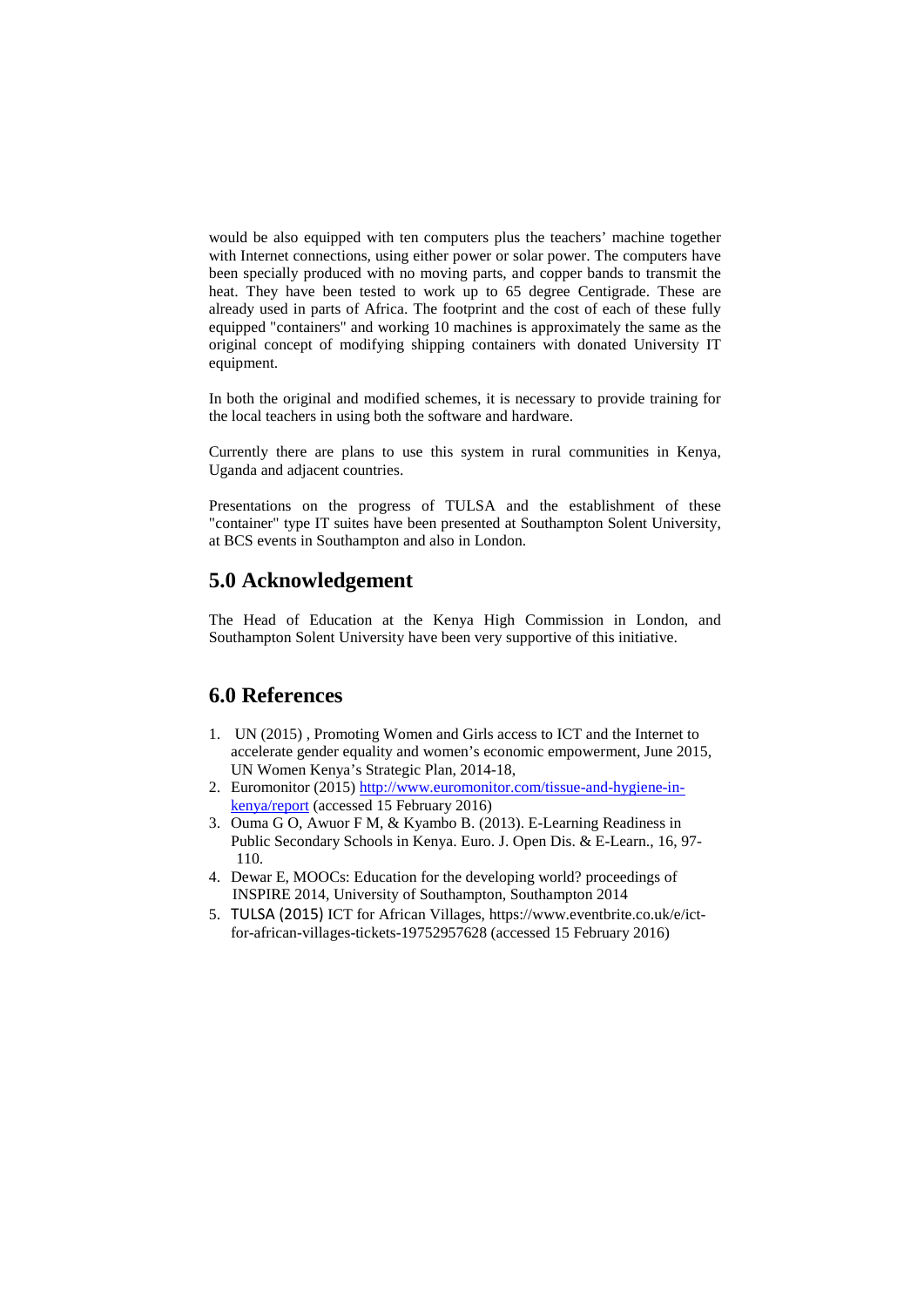would be also equipped with ten computers plus the teachers' machine together with Internet connections, using either power or solar power. The computers have been specially produced with no moving parts, and copper bands to transmit the heat. They have been tested to work up to 65 degree Centigrade. These are already used in parts of Africa. The footprint and the cost of each of these fully equipped "containers" and working 10 machines is approximately the same as the original concept of modifying shipping containers with donated University IT equipment.

In both the original and modified schemes, it is necessary to provide training for the local teachers in using both the software and hardware.

Currently there are plans to use this system in rural communities in Kenya, Uganda and adjacent countries.

Presentations on the progress of TULSA and the establishment of these "container" type IT suites have been presented at Southampton Solent University, at BCS events in Southampton and also in London.

## 5.0 Acknowledgement

The Head of Education at the Kenya High Commission in London, and Southampton Solent University have been very supportive of this initiative.

## 6.0 References

1. UN (2015) , Promoting Women and Girls access to ICT and the Internet to accelerate gender equality and women's economic empowerment, June 2015, UN Women Kenya's Strategic Plan, 2014-18,
2. Euromonitor (2015) [http://www.euromonitor.com/tissue-and-hygiene-in-kenya/report](http://www.euromonitor.com/tissue-and-hygiene-in-kenya/report) (accessed 15 February 2016)
3. Ouma G O, Awuor F M, & Kyambo B. (2013). E-Learning Readiness in Public Secondary Schools in Kenya. Euro. J. Open Dis. & E-Learn., 16, 97-110.
4. Dewar E, MOOCs: Education for the developing world? proceedings of INSPIRE 2014, University of Southampton, Southampton 2014
5. TULSA (2015) ICT for African Villages, https://www.eventbrite.co.uk/e/ict-for-african-villages-tickets-19752957628 (accessed 15 February 2016)